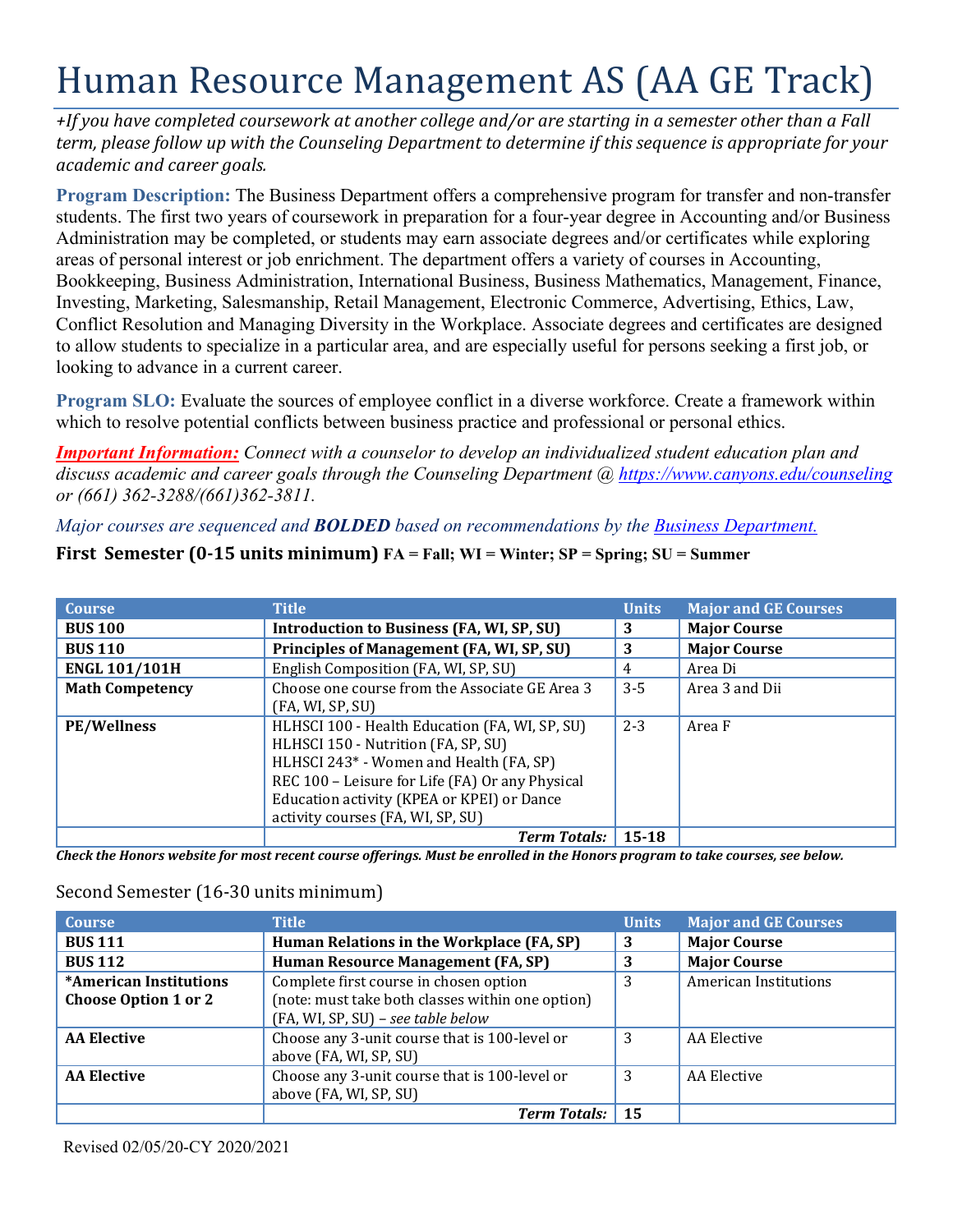# Human Resource Management AS (AA GE Track)

*+If you have completed coursework at another college and/or are starting in a semester other than a Fall term, please follow up with the Counseling Department to determine if this sequence is appropriate for your academic and career goals.*

**Program Description:** The Business Department offers a comprehensive program for transfer and non-transfer students. The first two years of coursework in preparation for a four-year degree in Accounting and/or Business Administration may be completed, or students may earn associate degrees and/or certificates while exploring areas of personal interest or job enrichment. The department offers a variety of courses in Accounting, Bookkeeping, Business Administration, International Business, Business Mathematics, Management, Finance, Investing, Marketing, Salesmanship, Retail Management, Electronic Commerce, Advertising, Ethics, Law, Conflict Resolution and Managing Diversity in the Workplace. Associate degrees and certificates are designed to allow students to specialize in a particular area, and are especially useful for persons seeking a first job, or looking to advance in a current career.

**Program SLO:** Evaluate the sources of employee conflict in a diverse workforce. Create a framework within which to resolve potential conflicts between business practice and professional or personal ethics.

***Important Information:*** *Connect with a counselor to develop an individualized student education plan and discuss academic and career goals through the Counseling Department @ https://www.canyons.edu/counseling or (661) 362-3288/(661)362-3811.*

*Major courses are sequenced and **BOLDED** based on recommendations by the Business Department.*

**First Semester (0-15 units minimum)** **FA = Fall; WI = Winter; SP = Spring; SU = Summer**

| Course | Title | Units | Major and GE Courses |
|---|---|---|---|
| **BUS 100** | **Introduction to Business (FA, WI, SP, SU)** | **3** | **Major Course** |
| **BUS 110** | **Principles of Management (FA, WI, SP, SU)** | **3** | **Major Course** |
| **ENGL 101/101H** | English Composition (FA, WI, SP, SU) | 4 | Area Di |
| **Math Competency** | Choose one course from the Associate GE Area 3 (FA, WI, SP, SU) | 3-5 | Area 3 and Dii |
| **PE/Wellness** | HLHSCI 100 - Health Education (FA, WI, SP, SU)<br>HLHSCI 150 - Nutrition (FA, SP, SU)<br>HLHSCI 243* - Women and Health (FA, SP)<br>REC 100 – Leisure for Life (FA) Or any Physical Education activity (KPEA or KPEI) or Dance activity courses (FA, WI, SP, SU) | 2-3 | Area F |
| | ***Term Totals:*** | **15-18** | |

***Check the Honors website for most recent course offerings. Must be enrolled in the Honors program to take courses, see below.***

Second Semester (16-30 units minimum)

| Course | Title | Units | Major and GE Courses |
|---|---|---|---|
| **BUS 111** | **Human Relations in the Workplace (FA, SP)** | **3** | **Major Course** |
| **BUS 112** | **Human Resource Management (FA, SP)** | **3** | **Major Course** |
| **\*American Institutions Choose Option 1 or 2** | Complete first course in chosen option (note: must take both classes within one option) (FA, WI, SP, SU) – *see table below* | 3 | American Institutions |
| **AA Elective** | Choose any 3-unit course that is 100-level or above (FA, WI, SP, SU) | 3 | AA Elective |
| **AA Elective** | Choose any 3-unit course that is 100-level or above (FA, WI, SP, SU) | 3 | AA Elective |
| | ***Term Totals:*** | **15** | |

Revised 02/05/20-CY 2020/2021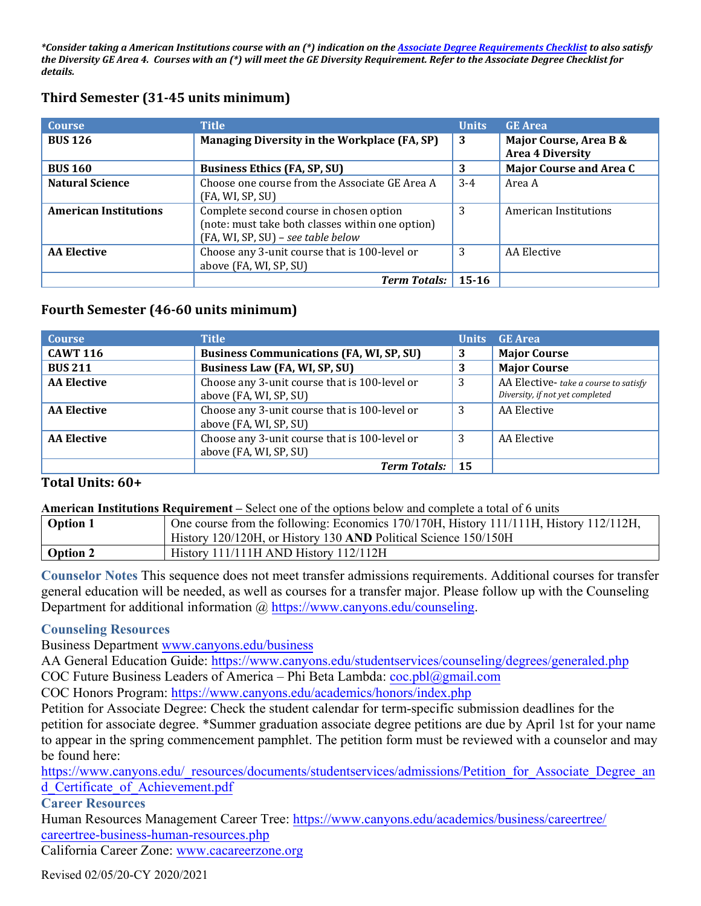*\*Consider taking a American Institutions course with an (\*) indication on the [Associate Degree Requirements Checklist](#) to also satisfy the Diversity GE Area 4. Courses with an (\*) will meet the GE Diversity Requirement. Refer to the Associate Degree Checklist for details.*

### Third Semester (31-45 units minimum)

| Course | Title | Units | GE Area |
|---|---|---|---|
| **BUS 126** | **Managing Diversity in the Workplace (FA, SP)** | **3** | **Major Course, Area B & Area 4 Diversity** |
| **BUS 160** | **Business Ethics (FA, SP, SU)** | **3** | **Major Course and Area C** |
| **Natural Science** | Choose one course from the Associate GE Area A (FA, WI, SP, SU) | 3-4 | Area A |
| **American Institutions** | Complete second course in chosen option (note: must take both classes within one option) (FA, WI, SP, SU) – *see table below* | 3 | American Institutions |
| **AA Elective** | Choose any 3-unit course that is 100-level or above (FA, WI, SP, SU) | 3 | AA Elective |
| | ***Term Totals:*** | **15-16** | |

### Fourth Semester (46-60 units minimum)

| Course | Title | Units | GE Area |
|---|---|---|---|
| **CAWT 116** | **Business Communications (FA, WI, SP, SU)** | **3** | **Major Course** |
| **BUS 211** | **Business Law (FA, WI, SP, SU)** | **3** | **Major Course** |
| **AA Elective** | Choose any 3-unit course that is 100-level or above (FA, WI, SP, SU) | 3 | AA Elective- *take a course to satisfy Diversity, if not yet completed* |
| **AA Elective** | Choose any 3-unit course that is 100-level or above (FA, WI, SP, SU) | 3 | AA Elective |
| **AA Elective** | Choose any 3-unit course that is 100-level or above (FA, WI, SP, SU) | 3 | AA Elective |
| | ***Term Totals:*** | **15** | |

### Total Units: 60+

**American Institutions Requirement** – Select one of the options below and complete a total of 6 units

| | |
|---|---|
| **Option 1** | One course from the following: Economics 170/170H, History 111/111H, History 112/112H, History 120/120H, or History 130 **AND** Political Science 150/150H |
| **Option 2** | History 111/111H AND History 112/112H |

**Counselor Notes** This sequence does not meet transfer admissions requirements. Additional courses for transfer general education will be needed, as well as courses for a transfer major. Please follow up with the Counseling Department for additional information @ https://www.canyons.edu/counseling.

**Counseling Resources**

Business Department www.canyons.edu/business

AA General Education Guide: https://www.canyons.edu/studentservices/counseling/degrees/generaled.php

COC Future Business Leaders of America – Phi Beta Lambda: coc.pbl@gmail.com

COC Honors Program: https://www.canyons.edu/academics/honors/index.php

Petition for Associate Degree: Check the student calendar for term-specific submission deadlines for the petition for associate degree. \*Summer graduation associate degree petitions are due by April 1st for your name to appear in the spring commencement pamphlet. The petition form must be reviewed with a counselor and may be found here:
https://www.canyons.edu/_resources/documents/studentservices/admissions/Petition_for_Associate_Degree_and_Certificate_of_Achievement.pdf

**Career Resources**

Human Resources Management Career Tree: https://www.canyons.edu/academics/business/careertree/careertree-business-human-resources.php

California Career Zone: www.cacareerzone.org

Revised 02/05/20-CY 2020/2021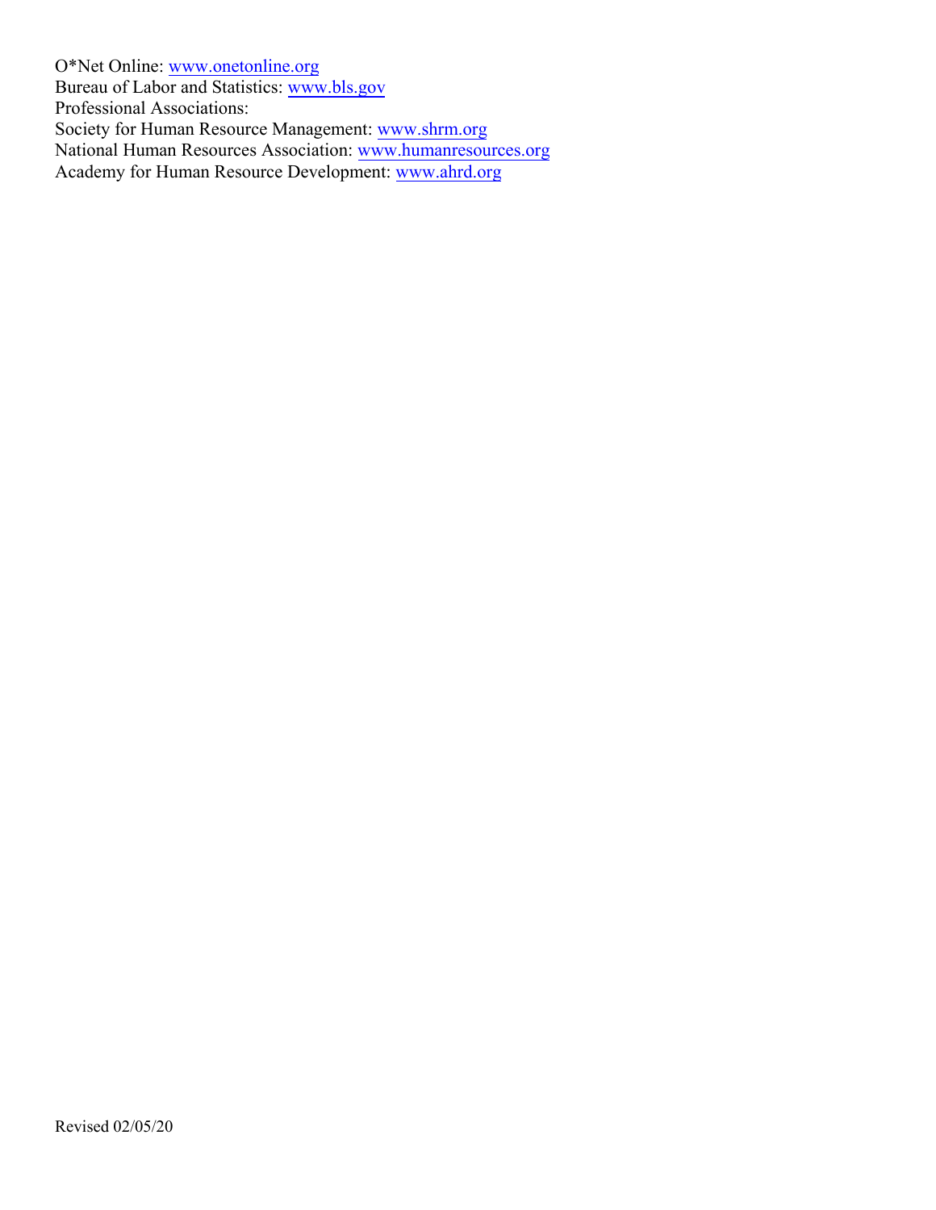O*Net Online: www.onetonline.org
Bureau of Labor and Statistics: www.bls.gov
Professional Associations:
Society for Human Resource Management: www.shrm.org
National Human Resources Association: www.humanresources.org
Academy for Human Resource Development: www.ahrd.org

Revised 02/05/20